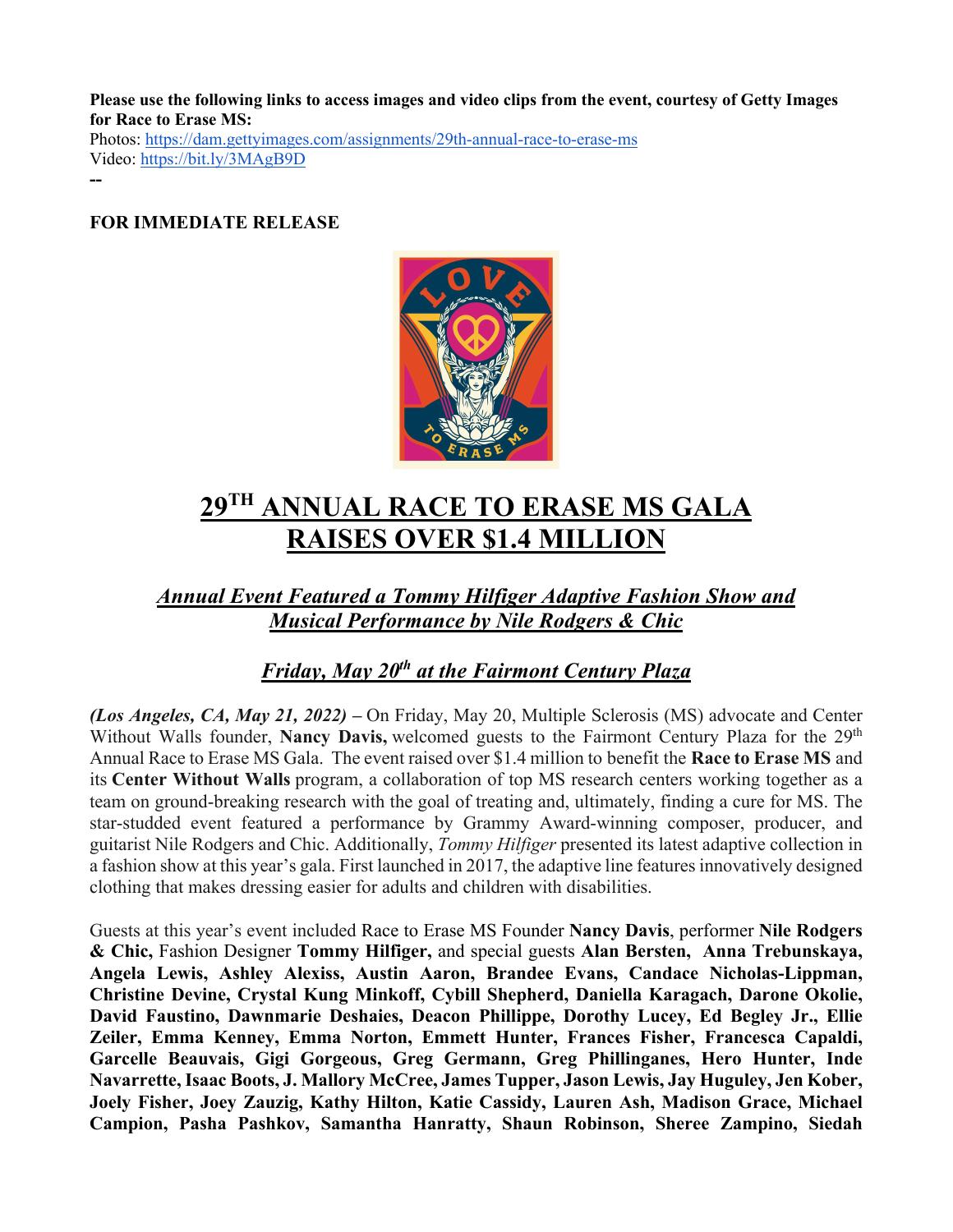**Please use the following links to access images and video clips from the event, courtesy of Getty Images for Race to Erase MS:**
Photos: https://dam.gettyimages.com/assignments/29th-annual-race-to-erase-ms
Video: https://bit.ly/3MAgB9D
--

**FOR IMMEDIATE RELEASE**

# 29TH ANNUAL RACE TO ERASE MS GALA RAISES OVER $1.4 MILLION

## *Annual Event Featured a Tommy Hilfiger Adaptive Fashion Show and Musical Performance by Nile Rodgers & Chic*

## *Friday, May 20th at the Fairmont Century Plaza*

***(Los Angeles, CA, May 21, 2022) –*** On Friday, May 20, Multiple Sclerosis (MS) advocate and Center Without Walls founder, **Nancy Davis,** welcomed guests to the Fairmont Century Plaza for the 29th Annual Race to Erase MS Gala. The event raised over $1.4 million to benefit the **Race to Erase MS** and its **Center Without Walls** program, a collaboration of top MS research centers working together as a team on ground-breaking research with the goal of treating and, ultimately, finding a cure for MS. The star-studded event featured a performance by Grammy Award-winning composer, producer, and guitarist Nile Rodgers and Chic. Additionally, *Tommy Hilfiger* presented its latest adaptive collection in a fashion show at this year's gala. First launched in 2017, the adaptive line features innovatively designed clothing that makes dressing easier for adults and children with disabilities.

Guests at this year's event included Race to Erase MS Founder **Nancy Davis**, performer **Nile Rodgers & Chic,** Fashion Designer **Tommy Hilfiger,** and special guests **Alan Bersten, Anna Trebunskaya, Angela Lewis, Ashley Alexiss, Austin Aaron, Brandee Evans, Candace Nicholas-Lippman, Christine Devine, Crystal Kung Minkoff, Cybill Shepherd, Daniella Karagach, Darone Okolie, David Faustino, Dawnmarie Deshaies, Deacon Phillippe, Dorothy Lucey, Ed Begley Jr., Ellie Zeiler, Emma Kenney, Emma Norton, Emmett Hunter, Frances Fisher, Francesca Capaldi, Garcelle Beauvais, Gigi Gorgeous, Greg Germann, Greg Phillinganes, Hero Hunter, Inde Navarrette, Isaac Boots, J. Mallory McCree, James Tupper, Jason Lewis, Jay Huguley, Jen Kober, Joely Fisher, Joey Zauzig, Kathy Hilton, Katie Cassidy, Lauren Ash, Madison Grace, Michael Campion, Pasha Pashkov, Samantha Hanratty, Shaun Robinson, Sheree Zampino, Siedah**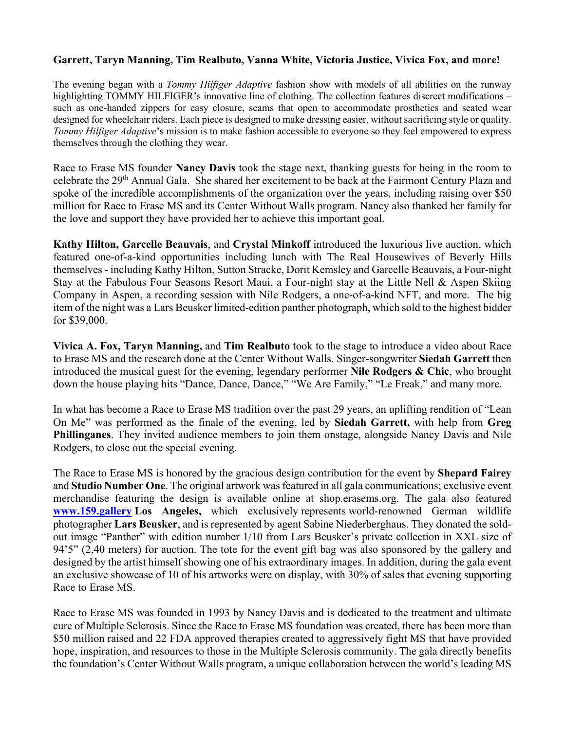**Garrett, Taryn Manning, Tim Realbuto, Vanna White, Victoria Justice, Vivica Fox, and more!**

The evening began with a *Tommy Hilfiger Adaptive* fashion show with models of all abilities on the runway highlighting TOMMY HILFIGER's innovative line of clothing. The collection features discreet modifications – such as one-handed zippers for easy closure, seams that open to accommodate prosthetics and seated wear designed for wheelchair riders. Each piece is designed to make dressing easier, without sacrificing style or quality. *Tommy Hilfiger Adaptive*'s mission is to make fashion accessible to everyone so they feel empowered to express themselves through the clothing they wear.

Race to Erase MS founder **Nancy Davis** took the stage next, thanking guests for being in the room to celebrate the 29th Annual Gala. She shared her excitement to be back at the Fairmont Century Plaza and spoke of the incredible accomplishments of the organization over the years, including raising over $50 million for Race to Erase MS and its Center Without Walls program. Nancy also thanked her family for the love and support they have provided her to achieve this important goal.

**Kathy Hilton, Garcelle Beauvais**, and **Crystal Minkoff** introduced the luxurious live auction, which featured one-of-a-kind opportunities including lunch with The Real Housewives of Beverly Hills themselves - including Kathy Hilton, Sutton Stracke, Dorit Kemsley and Garcelle Beauvais, a Four-night Stay at the Fabulous Four Seasons Resort Maui, a Four-night stay at the Little Nell & Aspen Skiing Company in Aspen, a recording session with Nile Rodgers, a one-of-a-kind NFT, and more. The big item of the night was a Lars Beusker limited-edition panther photograph, which sold to the highest bidder for $39,000.

**Vivica A. Fox, Taryn Manning,** and **Tim Realbuto** took to the stage to introduce a video about Race to Erase MS and the research done at the Center Without Walls. Singer-songwriter **Siedah Garrett** then introduced the musical guest for the evening, legendary performer **Nile Rodgers & Chic**, who brought down the house playing hits "Dance, Dance, Dance," "We Are Family," "Le Freak," and many more.

In what has become a Race to Erase MS tradition over the past 29 years, an uplifting rendition of "Lean On Me" was performed as the finale of the evening, led by **Siedah Garrett,** with help from **Greg Phillinganes**. They invited audience members to join them onstage, alongside Nancy Davis and Nile Rodgers, to close out the special evening.

The Race to Erase MS is honored by the gracious design contribution for the event by **Shepard Fairey** and **Studio Number One**. The original artwork was featured in all gala communications; exclusive event merchandise featuring the design is available online at shop.erasems.org. The gala also featured **[www.159.gallery](http://www.159.gallery) Los Angeles,** which exclusively represents world-renowned German wildlife photographer **Lars Beusker**, and is represented by agent Sabine Niederberghaus. They donated the sold-out image "Panther" with edition number 1/10 from Lars Beusker's private collection in XXL size of 94'5" (2,40 meters) for auction. The tote for the event gift bag was also sponsored by the gallery and designed by the artist himself showing one of his extraordinary images. In addition, during the gala event an exclusive showcase of 10 of his artworks were on display, with 30% of sales that evening supporting Race to Erase MS.

Race to Erase MS was founded in 1993 by Nancy Davis and is dedicated to the treatment and ultimate cure of Multiple Sclerosis. Since the Race to Erase MS foundation was created, there has been more than $50 million raised and 22 FDA approved therapies created to aggressively fight MS that have provided hope, inspiration, and resources to those in the Multiple Sclerosis community. The gala directly benefits the foundation's Center Without Walls program, a unique collaboration between the world's leading MS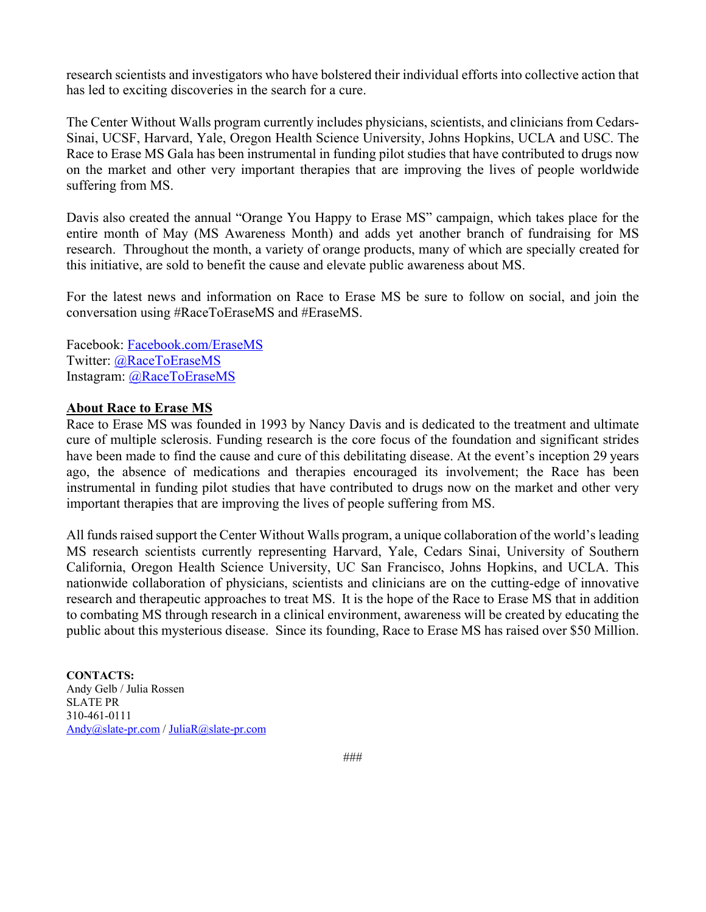research scientists and investigators who have bolstered their individual efforts into collective action that has led to exciting discoveries in the search for a cure.

The Center Without Walls program currently includes physicians, scientists, and clinicians from Cedars-Sinai, UCSF, Harvard, Yale, Oregon Health Science University, Johns Hopkins, UCLA and USC. The Race to Erase MS Gala has been instrumental in funding pilot studies that have contributed to drugs now on the market and other very important therapies that are improving the lives of people worldwide suffering from MS.

Davis also created the annual "Orange You Happy to Erase MS" campaign, which takes place for the entire month of May (MS Awareness Month) and adds yet another branch of fundraising for MS research. Throughout the month, a variety of orange products, many of which are specially created for this initiative, are sold to benefit the cause and elevate public awareness about MS.

For the latest news and information on Race to Erase MS be sure to follow on social, and join the conversation using #RaceToEraseMS and #EraseMS.

Facebook: Facebook.com/EraseMS
Twitter: @RaceToEraseMS
Instagram: @RaceToEraseMS

**About Race to Erase MS**

Race to Erase MS was founded in 1993 by Nancy Davis and is dedicated to the treatment and ultimate cure of multiple sclerosis. Funding research is the core focus of the foundation and significant strides have been made to find the cause and cure of this debilitating disease. At the event's inception 29 years ago, the absence of medications and therapies encouraged its involvement; the Race has been instrumental in funding pilot studies that have contributed to drugs now on the market and other very important therapies that are improving the lives of people suffering from MS.

All funds raised support the Center Without Walls program, a unique collaboration of the world's leading MS research scientists currently representing Harvard, Yale, Cedars Sinai, University of Southern California, Oregon Health Science University, UC San Francisco, Johns Hopkins, and UCLA. This nationwide collaboration of physicians, scientists and clinicians are on the cutting-edge of innovative research and therapeutic approaches to treat MS. It is the hope of the Race to Erase MS that in addition to combating MS through research in a clinical environment, awareness will be created by educating the public about this mysterious disease. Since its founding, Race to Erase MS has raised over $50 Million.

**CONTACTS:**
Andy Gelb / Julia Rossen
SLATE PR
310-461-0111
Andy@slate-pr.com / JuliaR@slate-pr.com

###